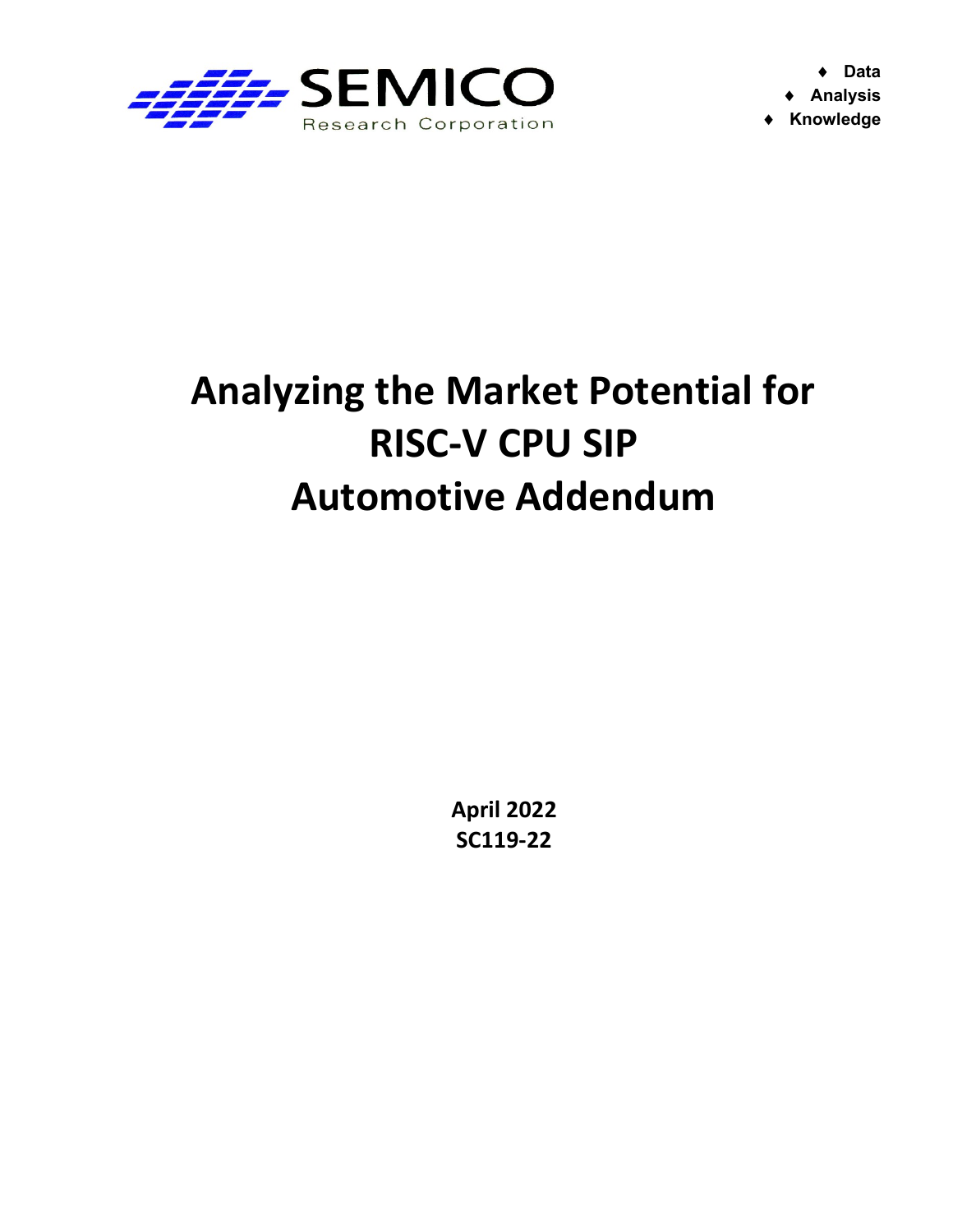SEMICO

Research Corporation

- Data
- Analysis
- Knowledge

# Analyzing the Market Potential for RISC-V CPU SIP Automotive Addendum

**April 2022**

**SC119-22**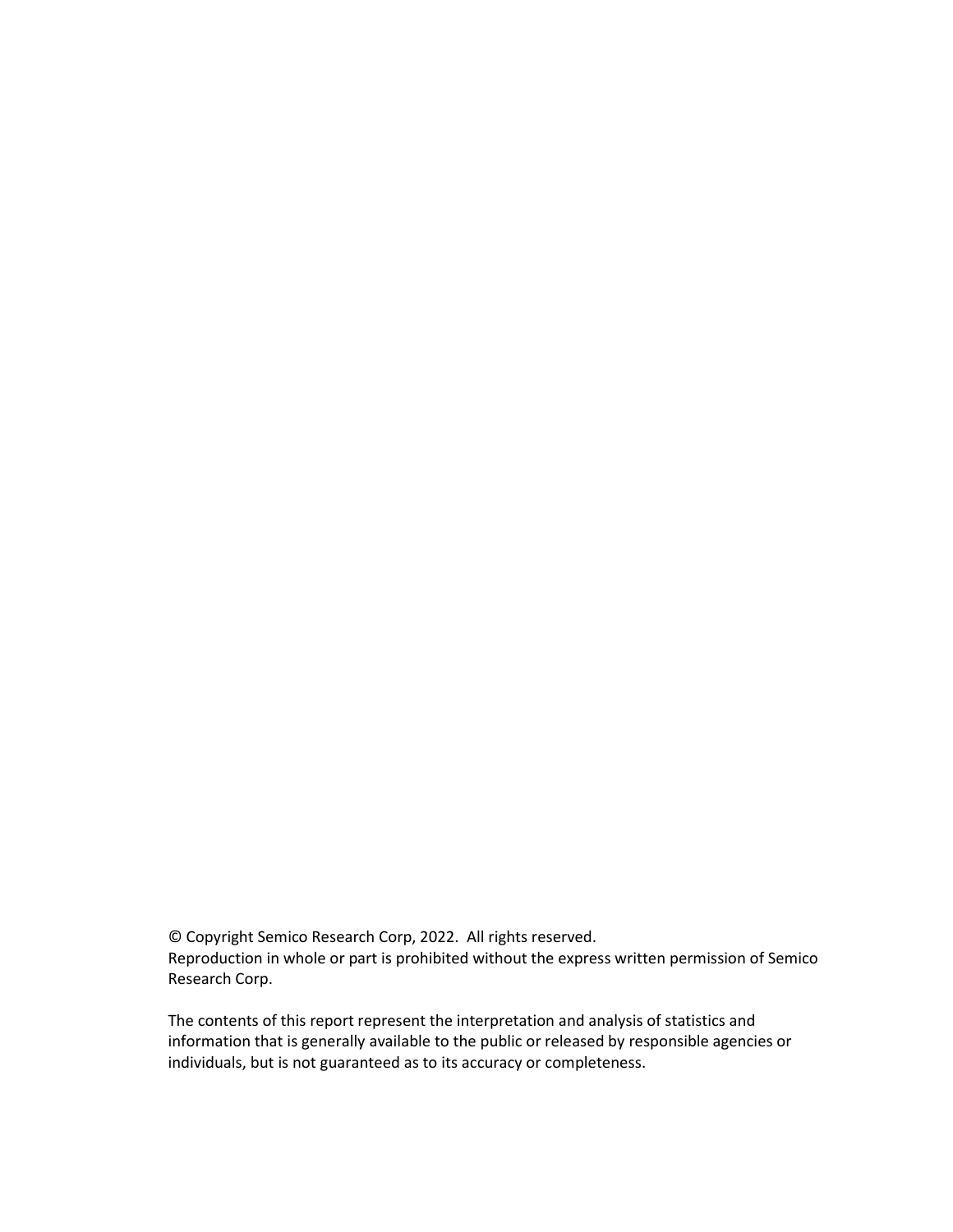© Copyright Semico Research Corp, 2022. All rights reserved.
Reproduction in whole or part is prohibited without the express written permission of Semico Research Corp.

The contents of this report represent the interpretation and analysis of statistics and information that is generally available to the public or released by responsible agencies or individuals, but is not guaranteed as to its accuracy or completeness.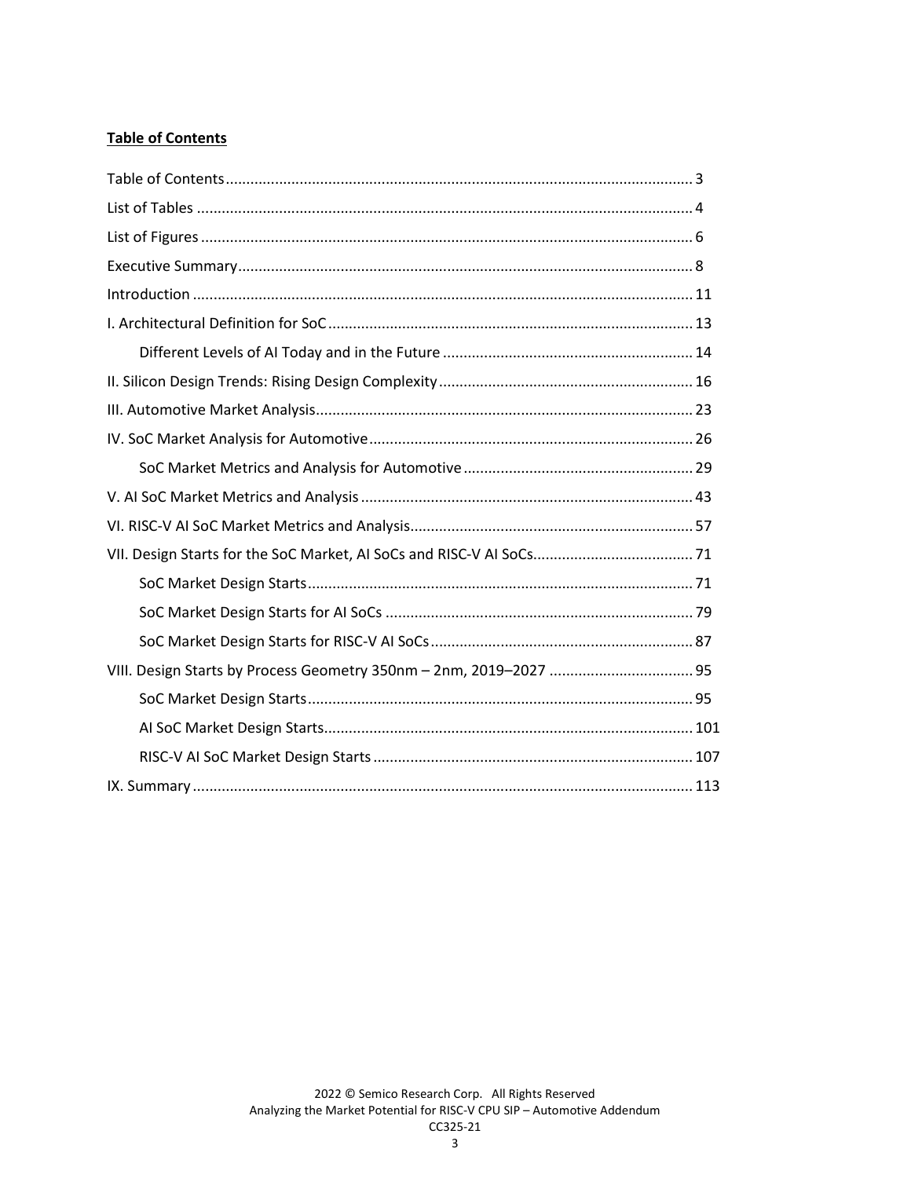## Table of Contents

- Table of Contents ..... 3
- List of Tables ..... 4
- List of Figures ..... 6
- Executive Summary ..... 8
- Introduction ..... 11
- I. Architectural Definition for SoC ..... 13
  - Different Levels of AI Today and in the Future ..... 14
- II. Silicon Design Trends: Rising Design Complexity ..... 16
- III. Automotive Market Analysis ..... 23
- IV. SoC Market Analysis for Automotive ..... 26
  - SoC Market Metrics and Analysis for Automotive ..... 29
- V. AI SoC Market Metrics and Analysis ..... 43
- VI. RISC-V AI SoC Market Metrics and Analysis ..... 57
- VII. Design Starts for the SoC Market, AI SoCs and RISC-V AI SoCs ..... 71
  - SoC Market Design Starts ..... 71
  - SoC Market Design Starts for AI SoCs ..... 79
  - SoC Market Design Starts for RISC-V AI SoCs ..... 87
- VIII. Design Starts by Process Geometry 350nm – 2nm, 2019–2027 ..... 95
  - SoC Market Design Starts ..... 95
  - AI SoC Market Design Starts ..... 101
  - RISC-V AI SoC Market Design Starts ..... 107
- IX. Summary ..... 113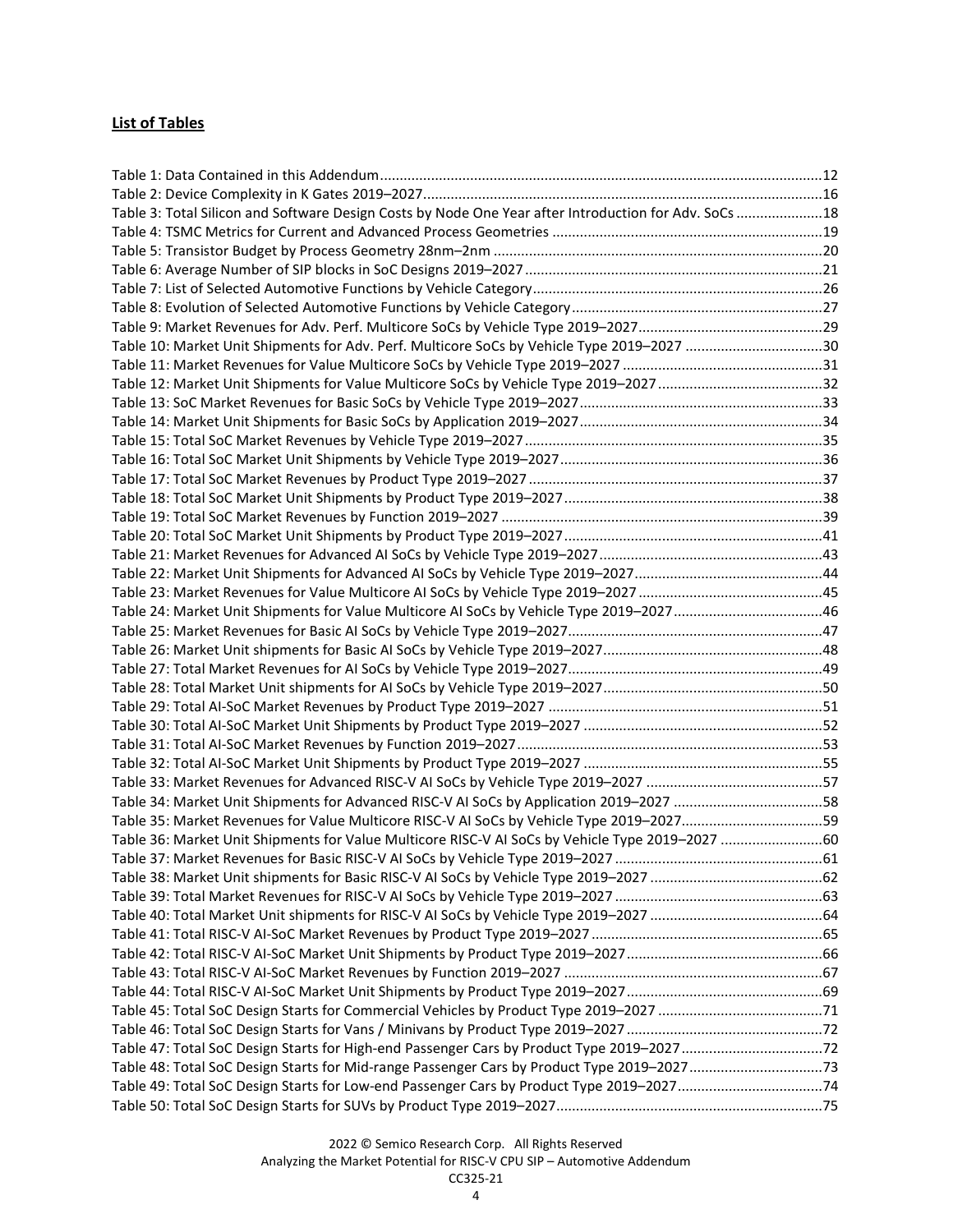## List of Tables

Table 1: Data Contained in this Addendum....12
Table 2: Device Complexity in K Gates 2019–2027....16
Table 3: Total Silicon and Software Design Costs by Node One Year after Introduction for Adv. SoCs....18
Table 4: TSMC Metrics for Current and Advanced Process Geometries....19
Table 5: Transistor Budget by Process Geometry 28nm–2nm....20
Table 6: Average Number of SIP blocks in SoC Designs 2019–2027....21
Table 7: List of Selected Automotive Functions by Vehicle Category....26
Table 8: Evolution of Selected Automotive Functions by Vehicle Category....27
Table 9: Market Revenues for Adv. Perf. Multicore SoCs by Vehicle Type 2019–2027....29
Table 10: Market Unit Shipments for Adv. Perf. Multicore SoCs by Vehicle Type 2019–2027....30
Table 11: Market Revenues for Value Multicore SoCs by Vehicle Type 2019–2027....31
Table 12: Market Unit Shipments for Value Multicore SoCs by Vehicle Type 2019–2027....32
Table 13: SoC Market Revenues for Basic SoCs by Vehicle Type 2019–2027....33
Table 14: Market Unit Shipments for Basic SoCs by Application 2019–2027....34
Table 15: Total SoC Market Revenues by Vehicle Type 2019–2027....35
Table 16: Total SoC Market Unit Shipments by Vehicle Type 2019–2027....36
Table 17: Total SoC Market Revenues by Product Type 2019–2027....37
Table 18: Total SoC Market Unit Shipments by Product Type 2019–2027....38
Table 19: Total SoC Market Revenues by Function 2019–2027....39
Table 20: Total SoC Market Unit Shipments by Product Type 2019–2027....41
Table 21: Market Revenues for Advanced AI SoCs by Vehicle Type 2019–2027....43
Table 22: Market Unit Shipments for Advanced AI SoCs by Vehicle Type 2019–2027....44
Table 23: Market Revenues for Value Multicore AI SoCs by Vehicle Type 2019–2027....45
Table 24: Market Unit Shipments for Value Multicore AI SoCs by Vehicle Type 2019–2027....46
Table 25: Market Revenues for Basic AI SoCs by Vehicle Type 2019–2027....47
Table 26: Market Unit shipments for Basic AI SoCs by Vehicle Type 2019–2027....48
Table 27: Total Market Revenues for AI SoCs by Vehicle Type 2019–2027....49
Table 28: Total Market Unit shipments for AI SoCs by Vehicle Type 2019–2027....50
Table 29: Total AI-SoC Market Revenues by Product Type 2019–2027....51
Table 30: Total AI-SoC Market Unit Shipments by Product Type 2019–2027....52
Table 31: Total AI-SoC Market Revenues by Function 2019–2027....53
Table 32: Total AI-SoC Market Unit Shipments by Product Type 2019–2027....55
Table 33: Market Revenues for Advanced RISC-V AI SoCs by Vehicle Type 2019–2027....57
Table 34: Market Unit Shipments for Advanced RISC-V AI SoCs by Application 2019–2027....58
Table 35: Market Revenues for Value Multicore RISC-V AI SoCs by Vehicle Type 2019–2027....59
Table 36: Market Unit Shipments for Value Multicore RISC-V AI SoCs by Vehicle Type 2019–2027....60
Table 37: Market Revenues for Basic RISC-V AI SoCs by Vehicle Type 2019–2027....61
Table 38: Market Unit shipments for Basic RISC-V AI SoCs by Vehicle Type 2019–2027....62
Table 39: Total Market Revenues for RISC-V AI SoCs by Vehicle Type 2019–2027....63
Table 40: Total Market Unit shipments for RISC-V AI SoCs by Vehicle Type 2019–2027....64
Table 41: Total RISC-V AI-SoC Market Revenues by Product Type 2019–2027....65
Table 42: Total RISC-V AI-SoC Market Unit Shipments by Product Type 2019–2027....66
Table 43: Total RISC-V AI-SoC Market Revenues by Function 2019–2027....67
Table 44: Total RISC-V AI-SoC Market Unit Shipments by Product Type 2019–2027....69
Table 45: Total SoC Design Starts for Commercial Vehicles by Product Type 2019–2027....71
Table 46: Total SoC Design Starts for Vans / Minivans by Product Type 2019–2027....72
Table 47: Total SoC Design Starts for High-end Passenger Cars by Product Type 2019–2027....72
Table 48: Total SoC Design Starts for Mid-range Passenger Cars by Product Type 2019–2027....73
Table 49: Total SoC Design Starts for Low-end Passenger Cars by Product Type 2019–2027....74
Table 50: Total SoC Design Starts for SUVs by Product Type 2019–2027....75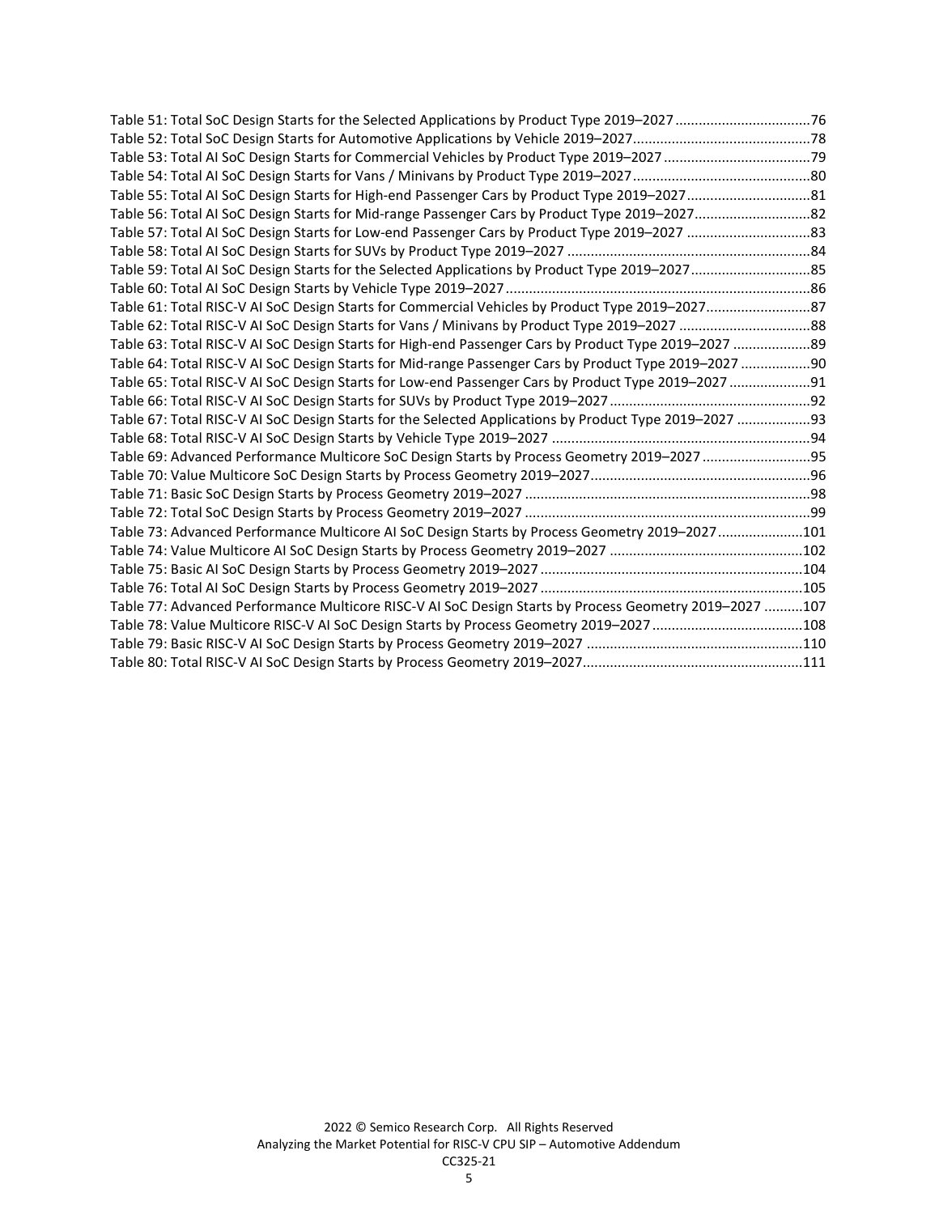Table 51: Total SoC Design Starts for the Selected Applications by Product Type 2019–2027 .....76
Table 52: Total SoC Design Starts for Automotive Applications by Vehicle 2019–2027 .....78
Table 53: Total AI SoC Design Starts for Commercial Vehicles by Product Type 2019–2027 .....79
Table 54: Total AI SoC Design Starts for Vans / Minivans by Product Type 2019–2027 .....80
Table 55: Total AI SoC Design Starts for High-end Passenger Cars by Product Type 2019–2027 .....81
Table 56: Total AI SoC Design Starts for Mid-range Passenger Cars by Product Type 2019–2027 .....82
Table 57: Total AI SoC Design Starts for Low-end Passenger Cars by Product Type 2019–2027 .....83
Table 58: Total AI SoC Design Starts for SUVs by Product Type 2019–2027 .....84
Table 59: Total AI SoC Design Starts for the Selected Applications by Product Type 2019–2027 .....85
Table 60: Total AI SoC Design Starts by Vehicle Type 2019–2027 .....86
Table 61: Total RISC-V AI SoC Design Starts for Commercial Vehicles by Product Type 2019–2027 .....87
Table 62: Total RISC-V AI SoC Design Starts for Vans / Minivans by Product Type 2019–2027 .....88
Table 63: Total RISC-V AI SoC Design Starts for High-end Passenger Cars by Product Type 2019–2027 .....89
Table 64: Total RISC-V AI SoC Design Starts for Mid-range Passenger Cars by Product Type 2019–2027 .....90
Table 65: Total RISC-V AI SoC Design Starts for Low-end Passenger Cars by Product Type 2019–2027 .....91
Table 66: Total RISC-V AI SoC Design Starts for SUVs by Product Type 2019–2027 .....92
Table 67: Total RISC-V AI SoC Design Starts for the Selected Applications by Product Type 2019–2027 .....93
Table 68: Total RISC-V AI SoC Design Starts by Vehicle Type 2019–2027 .....94
Table 69: Advanced Performance Multicore SoC Design Starts by Process Geometry 2019–2027 .....95
Table 70: Value Multicore SoC Design Starts by Process Geometry 2019–2027 .....96
Table 71: Basic SoC Design Starts by Process Geometry 2019–2027 .....98
Table 72: Total SoC Design Starts by Process Geometry 2019–2027 .....99
Table 73: Advanced Performance Multicore AI SoC Design Starts by Process Geometry 2019–2027 .....101
Table 74: Value Multicore AI SoC Design Starts by Process Geometry 2019–2027 .....102
Table 75: Basic AI SoC Design Starts by Process Geometry 2019–2027 .....104
Table 76: Total AI SoC Design Starts by Process Geometry 2019–2027 .....105
Table 77: Advanced Performance Multicore RISC-V AI SoC Design Starts by Process Geometry 2019–2027 .....107
Table 78: Value Multicore RISC-V AI SoC Design Starts by Process Geometry 2019–2027 .....108
Table 79: Basic RISC-V AI SoC Design Starts by Process Geometry 2019–2027 .....110
Table 80: Total RISC-V AI SoC Design Starts by Process Geometry 2019–2027 .....111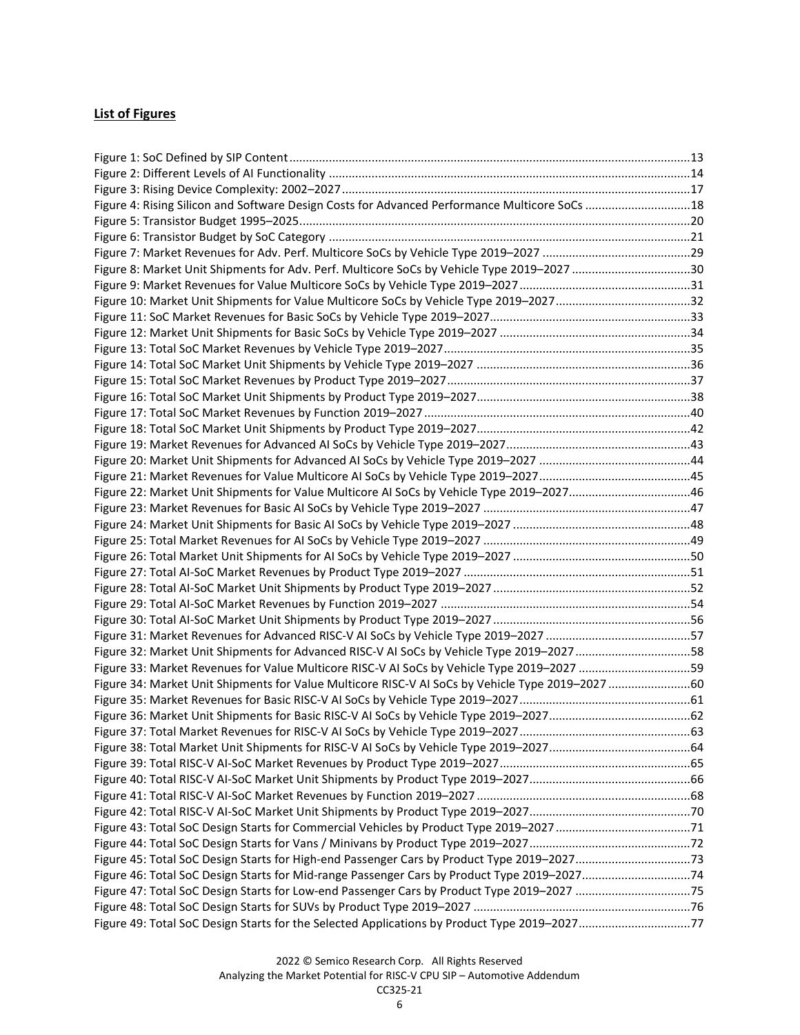**List of Figures**

Figure 1: SoC Defined by SIP Content....13
Figure 2: Different Levels of AI Functionality....14
Figure 3: Rising Device Complexity: 2002–2027....17
Figure 4: Rising Silicon and Software Design Costs for Advanced Performance Multicore SoCs....18
Figure 5: Transistor Budget 1995–2025....20
Figure 6: Transistor Budget by SoC Category....21
Figure 7: Market Revenues for Adv. Perf. Multicore SoCs by Vehicle Type 2019–2027....29
Figure 8: Market Unit Shipments for Adv. Perf. Multicore SoCs by Vehicle Type 2019–2027....30
Figure 9: Market Revenues for Value Multicore SoCs by Vehicle Type 2019–2027....31
Figure 10: Market Unit Shipments for Value Multicore SoCs by Vehicle Type 2019–2027....32
Figure 11: SoC Market Revenues for Basic SoCs by Vehicle Type 2019–2027....33
Figure 12: Market Unit Shipments for Basic SoCs by Vehicle Type 2019–2027....34
Figure 13: Total SoC Market Revenues by Vehicle Type 2019–2027....35
Figure 14: Total SoC Market Unit Shipments by Vehicle Type 2019–2027....36
Figure 15: Total SoC Market Revenues by Product Type 2019–2027....37
Figure 16: Total SoC Market Unit Shipments by Product Type 2019–2027....38
Figure 17: Total SoC Market Revenues by Function 2019–2027....40
Figure 18: Total SoC Market Unit Shipments by Product Type 2019–2027....42
Figure 19: Market Revenues for Advanced AI SoCs by Vehicle Type 2019–2027....43
Figure 20: Market Unit Shipments for Advanced AI SoCs by Vehicle Type 2019–2027....44
Figure 21: Market Revenues for Value Multicore AI SoCs by Vehicle Type 2019–2027....45
Figure 22: Market Unit Shipments for Value Multicore AI SoCs by Vehicle Type 2019–2027....46
Figure 23: Market Revenues for Basic AI SoCs by Vehicle Type 2019–2027....47
Figure 24: Market Unit Shipments for Basic AI SoCs by Vehicle Type 2019–2027....48
Figure 25: Total Market Revenues for AI SoCs by Vehicle Type 2019–2027....49
Figure 26: Total Market Unit Shipments for AI SoCs by Vehicle Type 2019–2027....50
Figure 27: Total AI-SoC Market Revenues by Product Type 2019–2027....51
Figure 28: Total AI-SoC Market Unit Shipments by Product Type 2019–2027....52
Figure 29: Total AI-SoC Market Revenues by Function 2019–2027....54
Figure 30: Total AI-SoC Market Unit Shipments by Product Type 2019–2027....56
Figure 31: Market Revenues for Advanced RISC-V AI SoCs by Vehicle Type 2019–2027....57
Figure 32: Market Unit Shipments for Advanced RISC-V AI SoCs by Vehicle Type 2019–2027....58
Figure 33: Market Revenues for Value Multicore RISC-V AI SoCs by Vehicle Type 2019–2027....59
Figure 34: Market Unit Shipments for Value Multicore RISC-V AI SoCs by Vehicle Type 2019–2027....60
Figure 35: Market Revenues for Basic RISC-V AI SoCs by Vehicle Type 2019–2027....61
Figure 36: Market Unit Shipments for Basic RISC-V AI SoCs by Vehicle Type 2019–2027....62
Figure 37: Total Market Revenues for RISC-V AI SoCs by Vehicle Type 2019–2027....63
Figure 38: Total Market Unit Shipments for RISC-V AI SoCs by Vehicle Type 2019–2027....64
Figure 39: Total RISC-V AI-SoC Market Revenues by Product Type 2019–2027....65
Figure 40: Total RISC-V AI-SoC Market Unit Shipments by Product Type 2019–2027....66
Figure 41: Total RISC-V AI-SoC Market Revenues by Function 2019–2027....68
Figure 42: Total RISC-V AI-SoC Market Unit Shipments by Product Type 2019–2027....70
Figure 43: Total SoC Design Starts for Commercial Vehicles by Product Type 2019–2027....71
Figure 44: Total SoC Design Starts for Vans / Minivans by Product Type 2019–2027....72
Figure 45: Total SoC Design Starts for High-end Passenger Cars by Product Type 2019–2027....73
Figure 46: Total SoC Design Starts for Mid-range Passenger Cars by Product Type 2019–2027....74
Figure 47: Total SoC Design Starts for Low-end Passenger Cars by Product Type 2019–2027....75
Figure 48: Total SoC Design Starts for SUVs by Product Type 2019–2027....76
Figure 49: Total SoC Design Starts for the Selected Applications by Product Type 2019–2027....77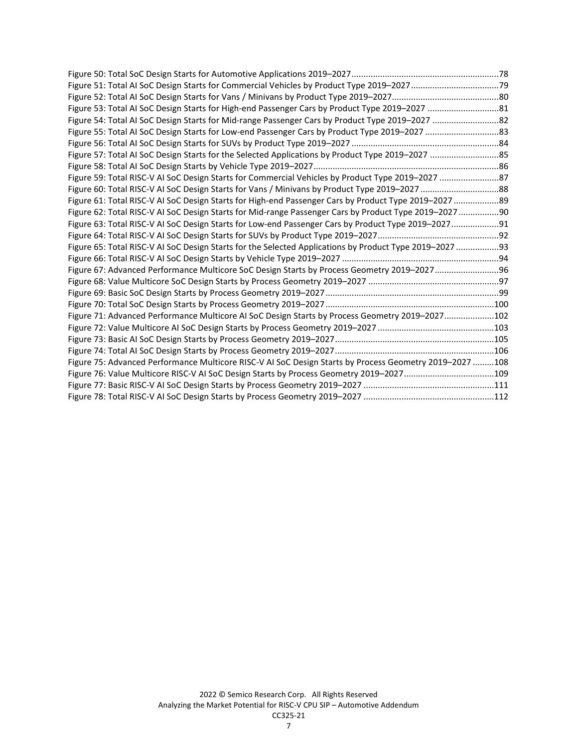Figure 50: Total SoC Design Starts for Automotive Applications 2019–2027 ....78
Figure 51: Total AI SoC Design Starts for Commercial Vehicles by Product Type 2019–2027 ....79
Figure 52: Total AI SoC Design Starts for Vans / Minivans by Product Type 2019–2027 ....80
Figure 53: Total AI SoC Design Starts for High-end Passenger Cars by Product Type 2019–2027 ....81
Figure 54: Total AI SoC Design Starts for Mid-range Passenger Cars by Product Type 2019–2027 ....82
Figure 55: Total AI SoC Design Starts for Low-end Passenger Cars by Product Type 2019–2027 ....83
Figure 56: Total AI SoC Design Starts for SUVs by Product Type 2019–2027 ....84
Figure 57: Total AI SoC Design Starts for the Selected Applications by Product Type 2019–2027 ....85
Figure 58: Total AI SoC Design Starts by Vehicle Type 2019–2027 ....86
Figure 59: Total RISC-V AI SoC Design Starts for Commercial Vehicles by Product Type 2019–2027 ....87
Figure 60: Total RISC-V AI SoC Design Starts for Vans / Minivans by Product Type 2019–2027 ....88
Figure 61: Total RISC-V AI SoC Design Starts for High-end Passenger Cars by Product Type 2019–2027 ....89
Figure 62: Total RISC-V AI SoC Design Starts for Mid-range Passenger Cars by Product Type 2019–2027 ....90
Figure 63: Total RISC-V AI SoC Design Starts for Low-end Passenger Cars by Product Type 2019–2027 ....91
Figure 64: Total RISC-V AI SoC Design Starts for SUVs by Product Type 2019–2027 ....92
Figure 65: Total RISC-V AI SoC Design Starts for the Selected Applications by Product Type 2019–2027 ....93
Figure 66: Total RISC-V AI SoC Design Starts by Vehicle Type 2019–2027 ....94
Figure 67: Advanced Performance Multicore SoC Design Starts by Process Geometry 2019–2027 ....96
Figure 68: Value Multicore SoC Design Starts by Process Geometry 2019–2027 ....97
Figure 69: Basic SoC Design Starts by Process Geometry 2019–2027 ....99
Figure 70: Total SoC Design Starts by Process Geometry 2019–2027 ....100
Figure 71: Advanced Performance Multicore AI SoC Design Starts by Process Geometry 2019–2027 ....102
Figure 72: Value Multicore AI SoC Design Starts by Process Geometry 2019–2027 ....103
Figure 73: Basic AI SoC Design Starts by Process Geometry 2019–2027 ....105
Figure 74: Total AI SoC Design Starts by Process Geometry 2019–2027 ....106
Figure 75: Advanced Performance Multicore RISC-V AI SoC Design Starts by Process Geometry 2019–2027 ....108
Figure 76: Value Multicore RISC-V AI SoC Design Starts by Process Geometry 2019–2027 ....109
Figure 77: Basic RISC-V AI SoC Design Starts by Process Geometry 2019–2027 ....111
Figure 78: Total RISC-V AI SoC Design Starts by Process Geometry 2019–2027 ....112